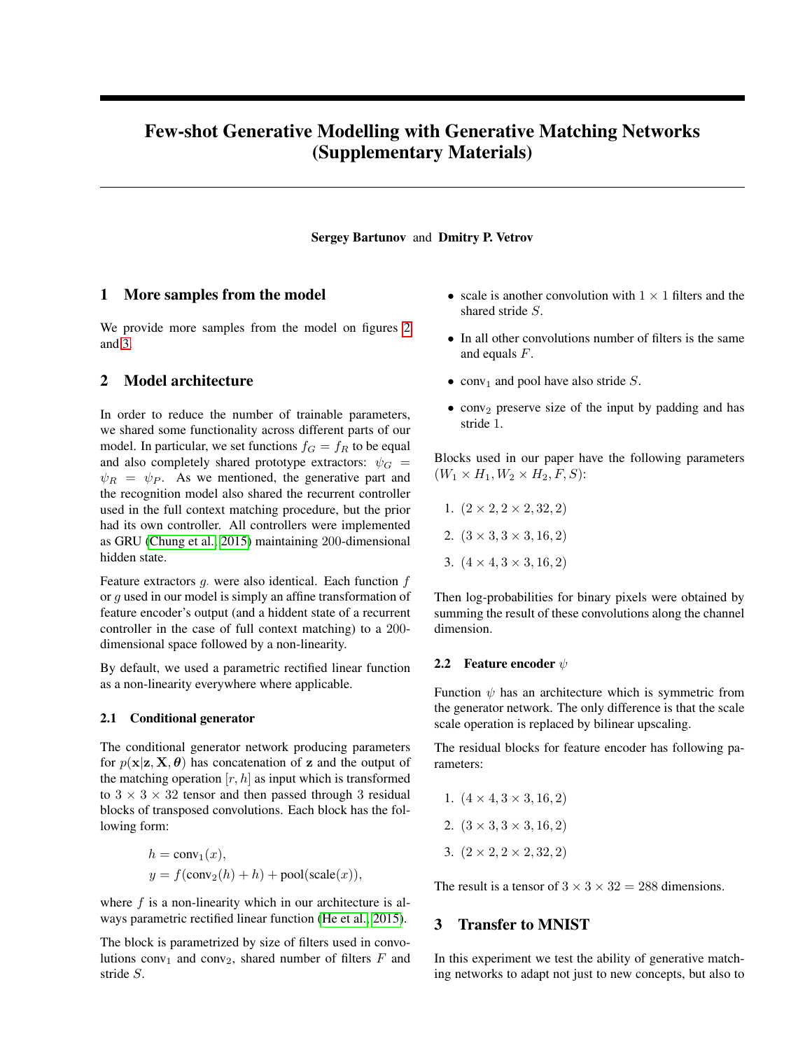# Few-shot Generative Modelling with Generative Matching Networks (Supplementary Materials)

**Sergey Bartunov** and **Dmitry P. Vetrov**

## 1 More samples from the model

We provide more samples from the model on figures 2 and 3.

## 2 Model architecture

In order to reduce the number of trainable parameters, we shared some functionality across different parts of our model. In particular, we set functions $f_G = f_R$ to be equal and also completely shared prototype extractors: $\psi_G = \psi_R = \psi_P$. As we mentioned, the generative part and the recognition model also shared the recurrent controller used in the full context matching procedure, but the prior had its own controller. All controllers were implemented as GRU (Chung et al., 2015) maintaining 200-dimensional hidden state.

Feature extractors $g.$ were also identical. Each function $f$ or $g$ used in our model is simply an affine transformation of feature encoder's output (and a hiddent state of a recurrent controller in the case of full context matching) to a 200-dimensional space followed by a non-linearity.

By default, we used a parametric rectified linear function as a non-linearity everywhere where applicable.

### 2.1 Conditional generator

The conditional generator network producing parameters for $p(\mathbf{x}|\mathbf{z}, \mathbf{X}, \boldsymbol{\theta})$ has concatenation of $\mathbf{z}$ and the output of the matching operation $[r, h]$ as input which is transformed to $3 \times 3 \times 32$ tensor and then passed through 3 residual blocks of transposed convolutions. Each block has the following form:

$$
\begin{aligned}
h &= \text{conv}_1(x), \\
y &= f(\text{conv}_2(h) + h) + \text{pool}(\text{scale}(x)),
\end{aligned}
$$

where $f$ is a non-linearity which in our architecture is always parametric rectified linear function (He et al., 2015).

The block is parametrized by size of filters used in convolutions $\text{conv}_1$ and $\text{conv}_2$, shared number of filters $F$ and stride $S$.

- scale is another convolution with $1 \times 1$ filters and the shared stride $S$.
- In all other convolutions number of filters is the same and equals $F$.
- $\text{conv}_1$ and pool have also stride $S$.
- $\text{conv}_2$ preserve size of the input by padding and has stride 1.

Blocks used in our paper have the following parameters $(W_1 \times H_1, W_2 \times H_2, F, S)$:

1. $(2 \times 2, 2 \times 2, 32, 2)$
2. $(3 \times 3, 3 \times 3, 16, 2)$
3. $(4 \times 4, 3 \times 3, 16, 2)$

Then log-probabilities for binary pixels were obtained by summing the result of these convolutions along the channel dimension.

### 2.2 Feature encoder $\psi$

Function $\psi$ has an architecture which is symmetric from the generator network. The only difference is that the scale scale operation is replaced by bilinear upscaling.

The residual blocks for feature encoder has following parameters:

1. $(4 \times 4, 3 \times 3, 16, 2)$
2. $(3 \times 3, 3 \times 3, 16, 2)$
3. $(2 \times 2, 2 \times 2, 32, 2)$

The result is a tensor of $3 \times 3 \times 32 = 288$ dimensions.

## 3 Transfer to MNIST

In this experiment we test the ability of generative matching networks to adapt not just to new concepts, but also to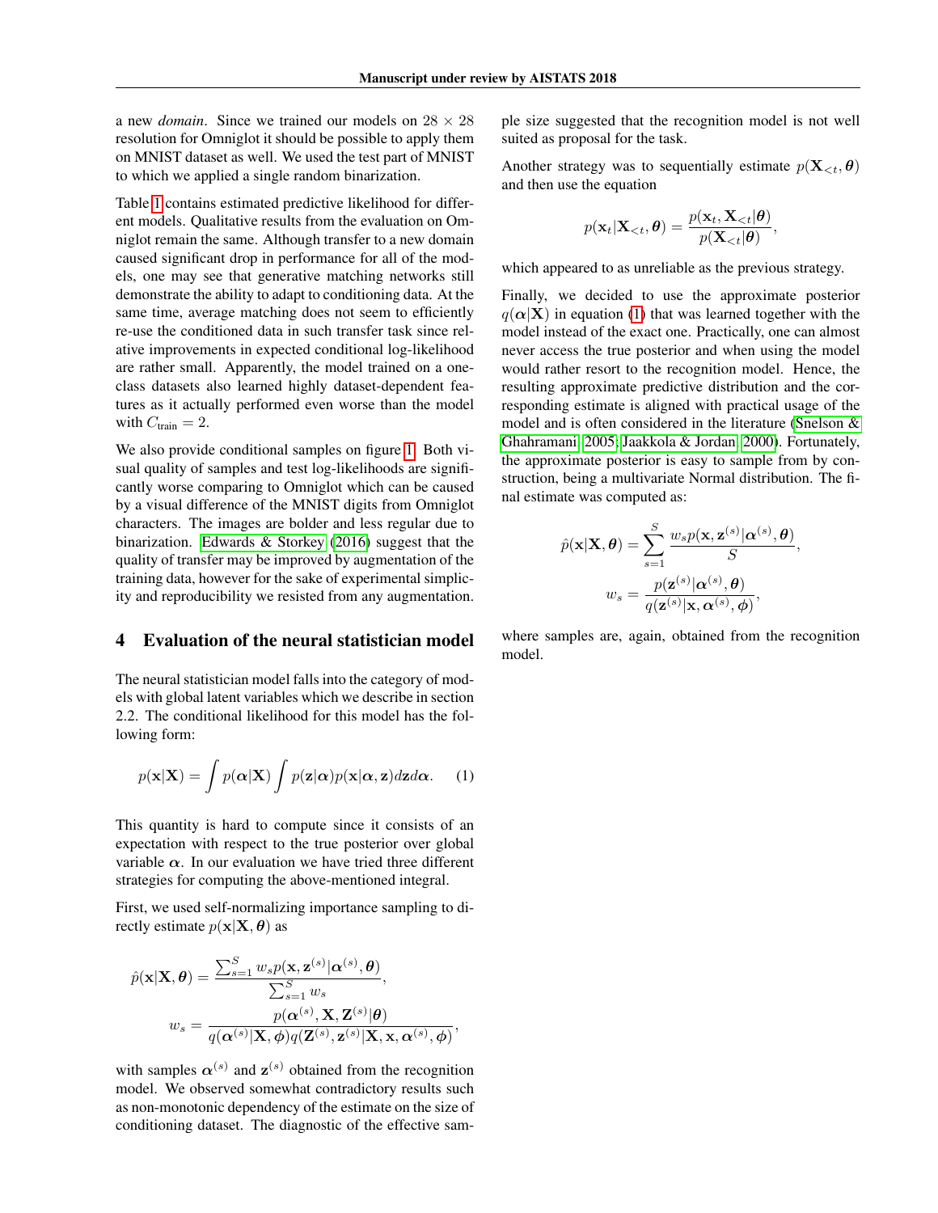a new *domain*. Since we trained our models on $28 \times 28$ resolution for Omniglot it should be possible to apply them on MNIST dataset as well. We used the test part of MNIST to which we applied a single random binarization.

Table 1 contains estimated predictive likelihood for different models. Qualitative results from the evaluation on Omniglot remain the same. Although transfer to a new domain caused significant drop in performance for all of the models, one may see that generative matching networks still demonstrate the ability to adapt to conditioning data. At the same time, average matching does not seem to efficiently re-use the conditioned data in such transfer task since relative improvements in expected conditional log-likelihood are rather small. Apparently, the model trained on a one-class datasets also learned highly dataset-dependent features as it actually performed even worse than the model with $C_{\text{train}} = 2$.

We also provide conditional samples on figure 1. Both visual quality of samples and test log-likelihoods are significantly worse comparing to Omniglot which can be caused by a visual difference of the MNIST digits from Omniglot characters. The images are bolder and less regular due to binarization. Edwards & Storkey (2016) suggest that the quality of transfer may be improved by augmentation of the training data, however for the sake of experimental simplicity and reproducibility we resisted from any augmentation.

# 4 Evaluation of the neural statistician model

The neural statistician model falls into the category of models with global latent variables which we describe in section 2.2. The conditional likelihood for this model has the following form:

$$p(\mathbf{x}|\mathbf{X}) = \int p(\boldsymbol{\alpha}|\mathbf{X}) \int p(\mathbf{z}|\boldsymbol{\alpha}) p(\mathbf{x}|\boldsymbol{\alpha}, \mathbf{z}) d\mathbf{z} d\boldsymbol{\alpha}. \quad (1)$$

This quantity is hard to compute since it consists of an expectation with respect to the true posterior over global variable $\boldsymbol{\alpha}$. In our evaluation we have tried three different strategies for computing the above-mentioned integral.

First, we used self-normalizing importance sampling to directly estimate $p(\mathbf{x}|\mathbf{X}, \boldsymbol{\theta})$ as

$$\hat{p}(\mathbf{x}|\mathbf{X}, \boldsymbol{\theta}) = \frac{\sum_{s=1}^{S} w_s p(\mathbf{x}, \mathbf{z}^{(s)}|\boldsymbol{\alpha}^{(s)}, \boldsymbol{\theta})}{\sum_{s=1}^{S} w_s},$$
$$w_s = \frac{p(\boldsymbol{\alpha}^{(s)}, \mathbf{X}, \mathbf{Z}^{(s)}|\boldsymbol{\theta})}{q(\boldsymbol{\alpha}^{(s)}|\mathbf{X}, \boldsymbol{\phi}) q(\mathbf{Z}^{(s)}, \mathbf{z}^{(s)}|\mathbf{X}, \mathbf{x}, \boldsymbol{\alpha}^{(s)}, \boldsymbol{\phi})},$$

with samples $\boldsymbol{\alpha}^{(s)}$ and $\mathbf{z}^{(s)}$ obtained from the recognition model. We observed somewhat contradictory results such as non-monotonic dependency of the estimate on the size of conditioning dataset. The diagnostic of the effective sample size suggested that the recognition model is not well suited as proposal for the task.

Another strategy was to sequentially estimate $p(\mathbf{X}_{<t}, \boldsymbol{\theta})$ and then use the equation

$$p(\mathbf{x}_t|\mathbf{X}_{<t}, \boldsymbol{\theta}) = \frac{p(\mathbf{x}_t, \mathbf{X}_{<t}|\boldsymbol{\theta})}{p(\mathbf{X}_{<t}|\boldsymbol{\theta})},$$

which appeared to as unreliable as the previous strategy.

Finally, we decided to use the approximate posterior $q(\boldsymbol{\alpha}|\mathbf{X})$ in equation (1) that was learned together with the model instead of the exact one. Practically, one can almost never access the true posterior and when using the model would rather resort to the recognition model. Hence, the resulting approximate predictive distribution and the corresponding estimate is aligned with practical usage of the model and is often considered in the literature (Snelson & Ghahramani, 2005; Jaakkola & Jordan, 2000). Fortunately, the approximate posterior is easy to sample from by construction, being a multivariate Normal distribution. The final estimate was computed as:

$$\hat{p}(\mathbf{x}|\mathbf{X}, \boldsymbol{\theta}) = \sum_{s=1}^{S} \frac{w_s p(\mathbf{x}, \mathbf{z}^{(s)}|\boldsymbol{\alpha}^{(s)}, \boldsymbol{\theta})}{S},$$
$$w_s = \frac{p(\mathbf{z}^{(s)}|\boldsymbol{\alpha}^{(s)}, \boldsymbol{\theta})}{q(\mathbf{z}^{(s)}|\mathbf{x}, \boldsymbol{\alpha}^{(s)}, \boldsymbol{\phi})},$$

where samples are, again, obtained from the recognition model.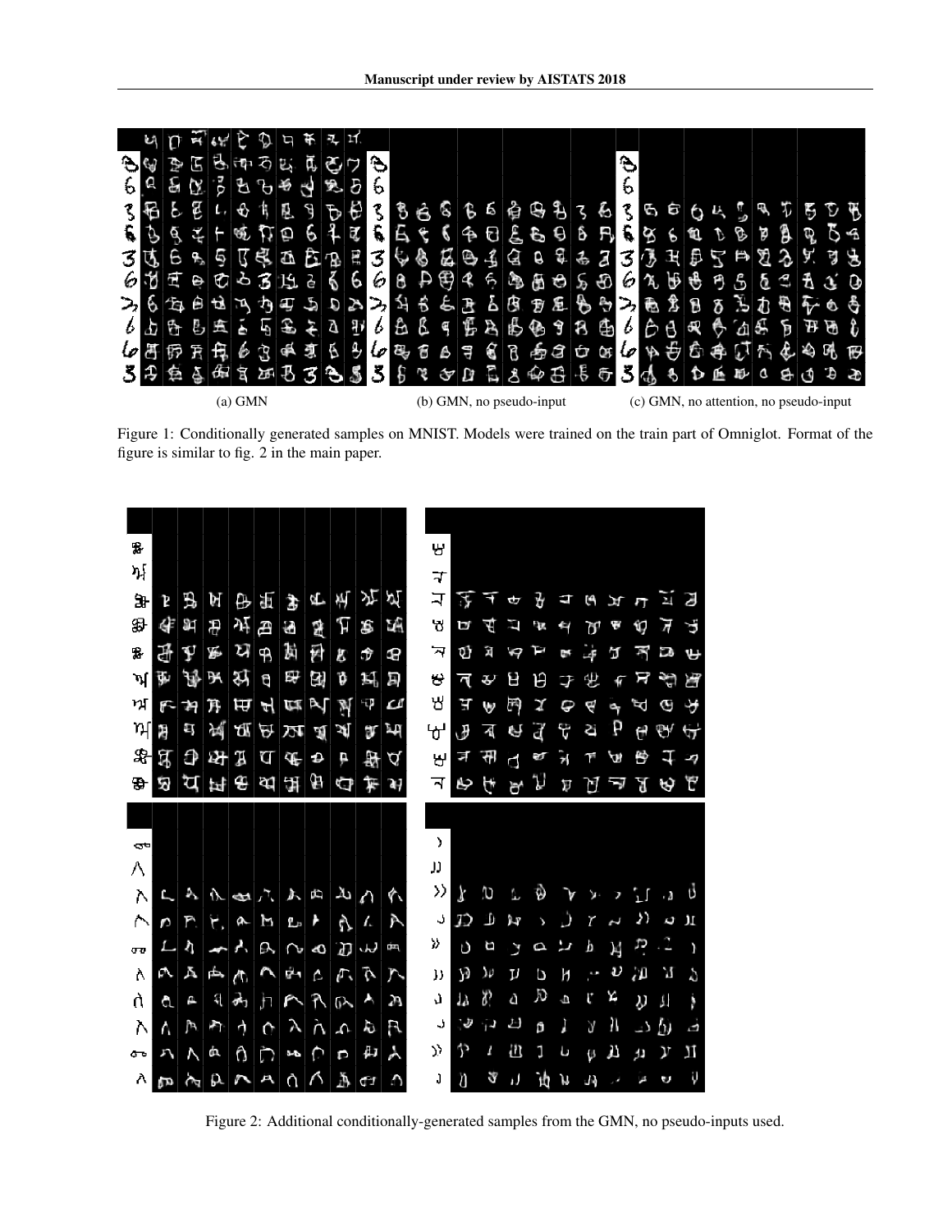(a) GMN

(b) GMN, no pseudo-input

(c) GMN, no attention, no pseudo-input

Figure 1: Conditionally generated samples on MNIST. Models were trained on the train part of Omniglot. Format of the figure is similar to fig. 2 in the main paper.

Figure 2: Additional conditionally-generated samples from the GMN, no pseudo-inputs used.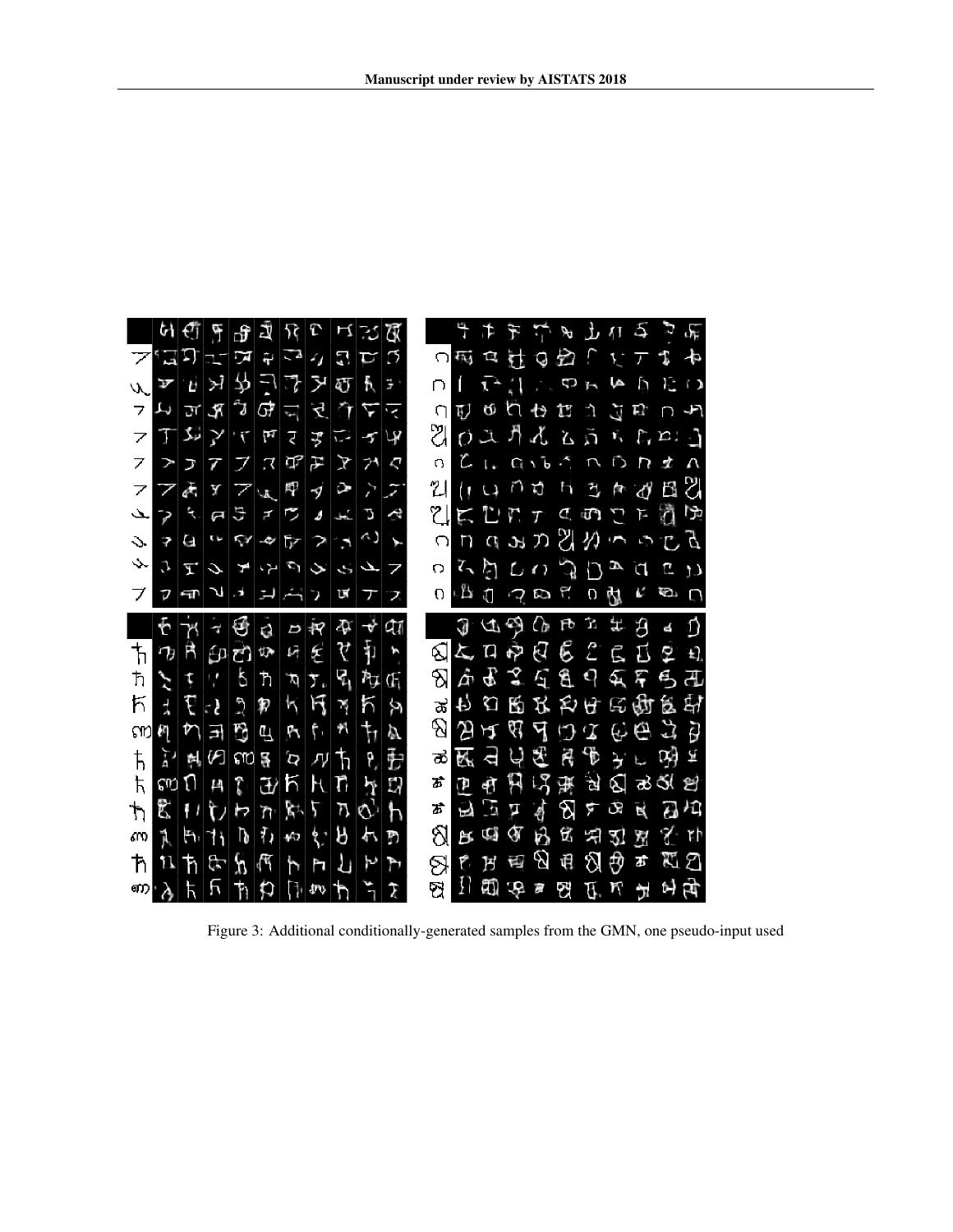Figure 3: Additional conditionally-generated samples from the GMN, one pseudo-input used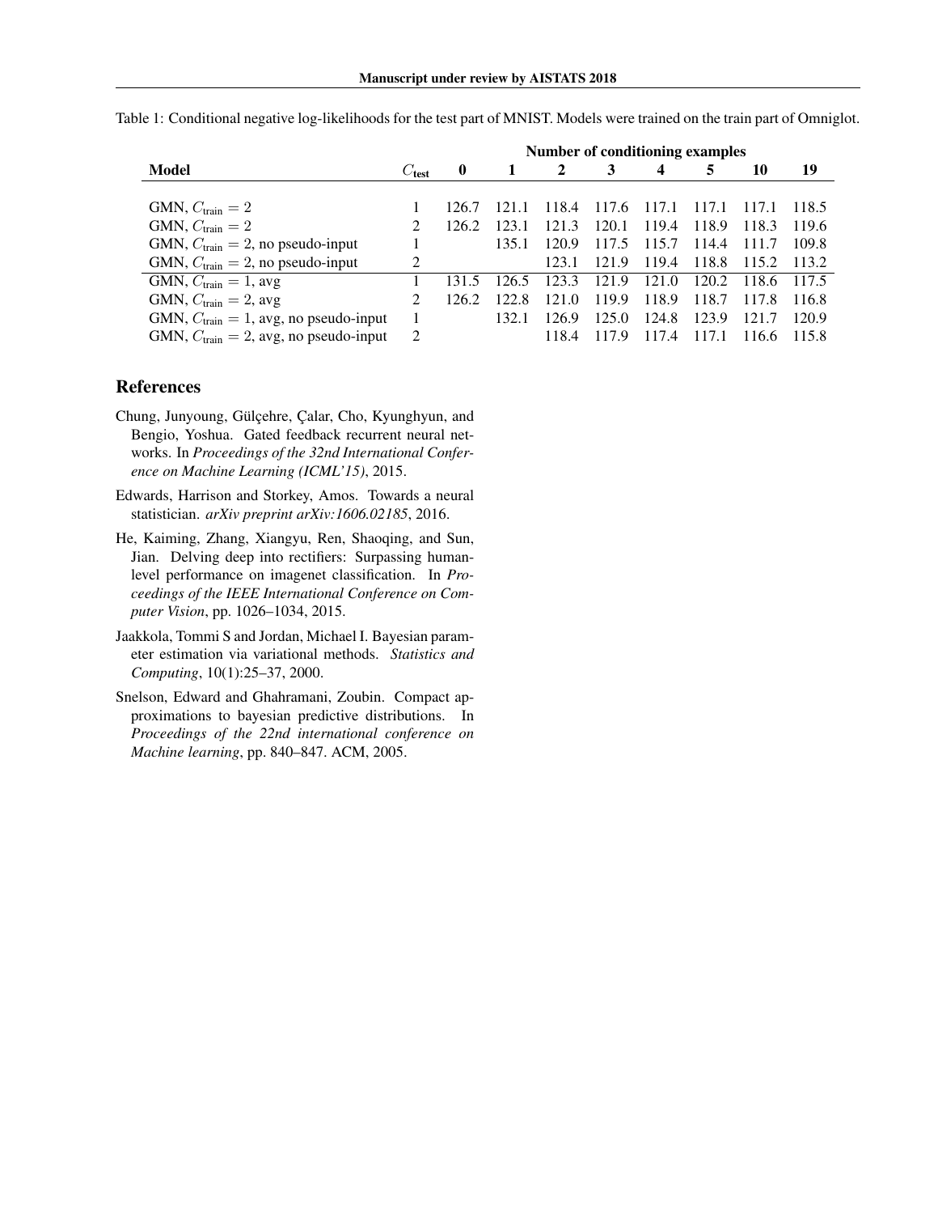Table 1: Conditional negative log-likelihoods for the test part of MNIST. Models were trained on the train part of Omniglot.

| **Model** | $C_{\text{test}}$ | **Number of conditioning examples** **0** | **1** | **2** | **3** | **4** | **5** | **10** | **19** |
|---|---|---|---|---|---|---|---|---|---|
| GMN, $C_{\text{train}} = 2$ | 1 | 126.7 | 121.1 | 118.4 | 117.6 | 117.1 | 117.1 | 117.1 | 118.5 |
| GMN, $C_{\text{train}} = 2$ | 2 | 126.2 | 123.1 | 121.3 | 120.1 | 119.4 | 118.9 | 118.3 | 119.6 |
| GMN, $C_{\text{train}} = 2$, no pseudo-input | 1 | | 135.1 | 120.9 | 117.5 | 115.7 | 114.4 | 111.7 | 109.8 |
| GMN, $C_{\text{train}} = 2$, no pseudo-input | 2 | | | 123.1 | 121.9 | 119.4 | 118.8 | 115.2 | 113.2 |
| GMN, $C_{\text{train}} = 1$, avg | 1 | 131.5 | 126.5 | 123.3 | 121.9 | 121.0 | 120.2 | 118.6 | 117.5 |
| GMN, $C_{\text{train}} = 2$, avg | 2 | 126.2 | 122.8 | 121.0 | 119.9 | 118.9 | 118.7 | 117.8 | 116.8 |
| GMN, $C_{\text{train}} = 1$, avg, no pseudo-input | 1 | | 132.1 | 126.9 | 125.0 | 124.8 | 123.9 | 121.7 | 120.9 |
| GMN, $C_{\text{train}} = 2$, avg, no pseudo-input | 2 | | | 118.4 | 117.9 | 117.4 | 117.1 | 116.6 | 115.8 |

## References

Chung, Junyoung, Gülçehre, Çalar, Cho, Kyunghyun, and Bengio, Yoshua. Gated feedback recurrent neural networks. In *Proceedings of the 32nd International Conference on Machine Learning (ICML'15)*, 2015.

Edwards, Harrison and Storkey, Amos. Towards a neural statistician. *arXiv preprint arXiv:1606.02185*, 2016.

He, Kaiming, Zhang, Xiangyu, Ren, Shaoqing, and Sun, Jian. Delving deep into rectifiers: Surpassing human-level performance on imagenet classification. In *Proceedings of the IEEE International Conference on Computer Vision*, pp. 1026–1034, 2015.

Jaakkola, Tommi S and Jordan, Michael I. Bayesian parameter estimation via variational methods. *Statistics and Computing*, 10(1):25–37, 2000.

Snelson, Edward and Ghahramani, Zoubin. Compact approximations to bayesian predictive distributions. In *Proceedings of the 22nd international conference on Machine learning*, pp. 840–847. ACM, 2005.